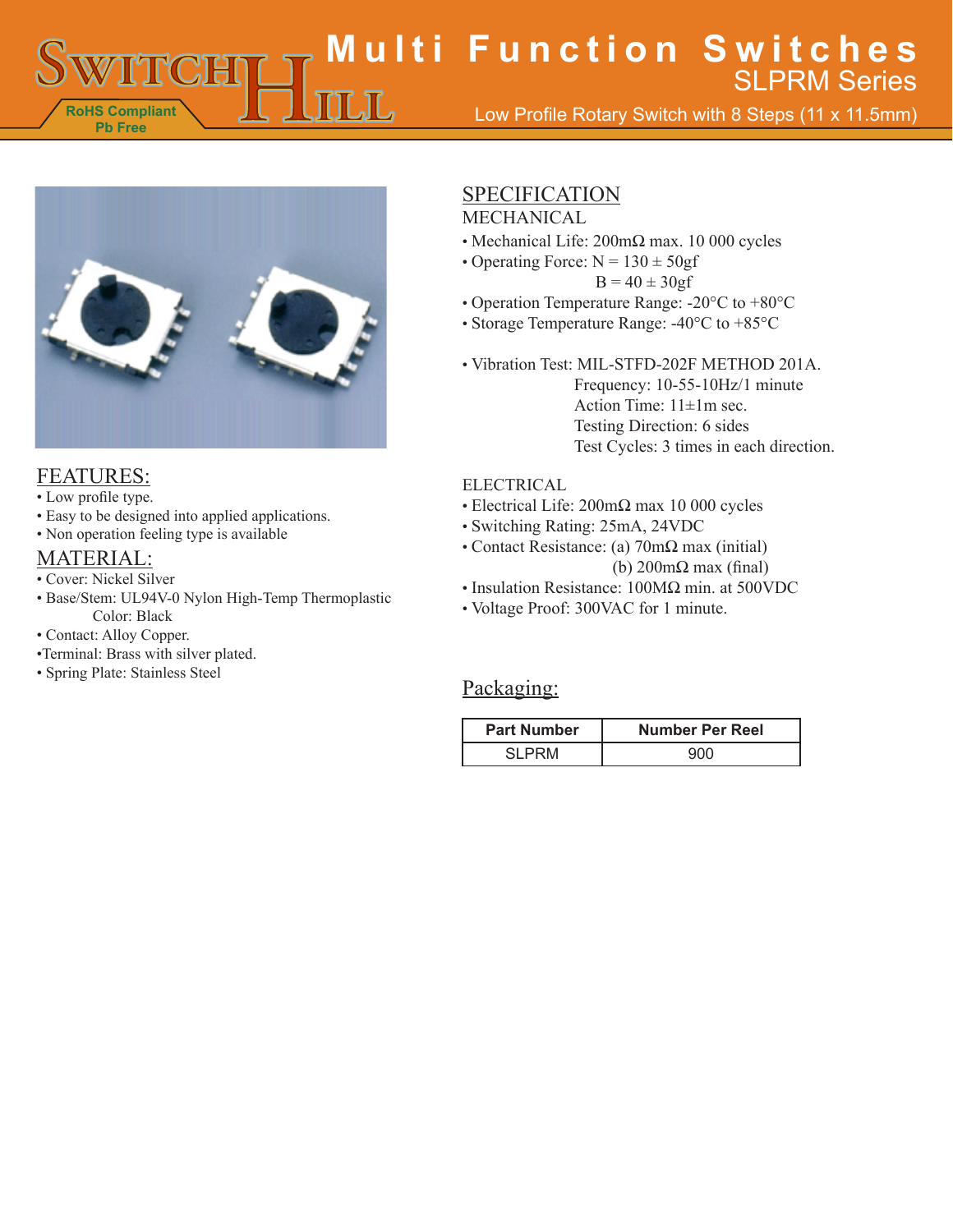# Multi Function Switches

## SLPRM Series

Low Profile Rotary Switch with 8 Steps (11 x 11.5mm)

RoHS Compliant
Pb Free

## FEATURES:

- Low profile type.
- Easy to be designed into applied applications.
- Non operation feeling type is available

## MATERIAL:

- Cover: Nickel Silver
- Base/Stem: UL94V-0 Nylon High-Temp Thermoplastic
  Color: Black
- Contact: Alloy Copper.
- Terminal: Brass with silver plated.
- Spring Plate: Stainless Steel

## SPECIFICATION

### MECHANICAL

- Mechanical Life: 200mΩ max. 10 000 cycles
- Operating Force: N = 130 ± 50gf
  B = 40 ± 30gf
- Operation Temperature Range: -20°C to +80°C
- Storage Temperature Range: -40°C to +85°C

- Vibration Test: MIL-STFD-202F METHOD 201A.
  Frequency: 10-55-10Hz/1 minute
  Action Time: 11±1m sec.
  Testing Direction: 6 sides
  Test Cycles: 3 times in each direction.

### ELECTRICAL

- Electrical Life: 200mΩ max 10 000 cycles
- Switching Rating: 25mA, 24VDC
- Contact Resistance: (a) 70mΩ max (initial)
  (b) 200mΩ max (final)
- Insulation Resistance: 100MΩ min. at 500VDC
- Voltage Proof: 300VAC for 1 minute.

## Packaging:

| Part Number | Number Per Reel |
|---|---|
| SLPRM | 900 |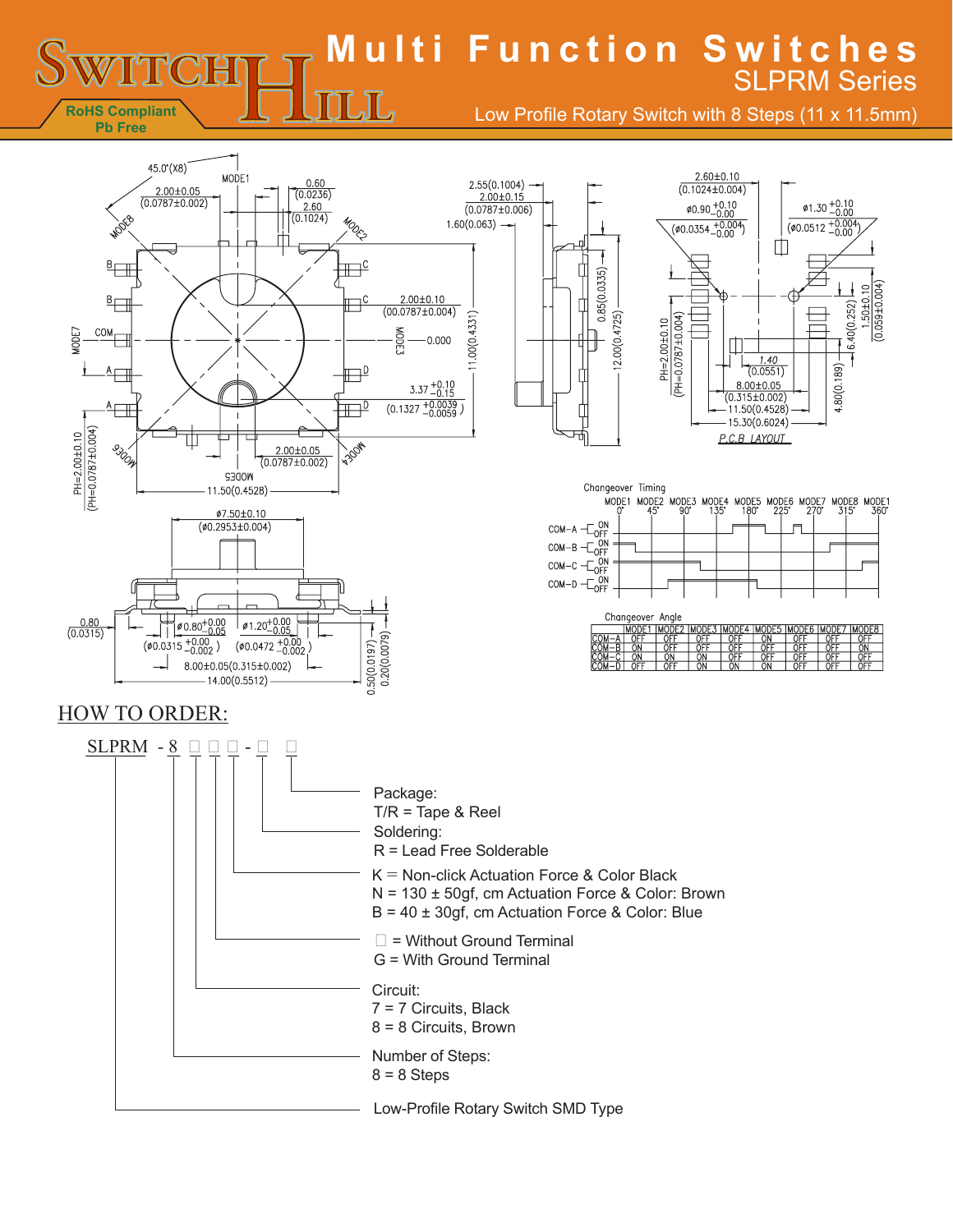# Multi Function Switches

## SLPRM Series

Low Profile Rotary Switch with 8 Steps (11 x 11.5mm)

RoHS Compliant
Pb Free

P.C.B LAYOUT

Changeover Timing

Changeover Angle

| | MODE1 | MODE2 | MODE3 | MODE4 | MODE5 | MODE6 | MODE7 | MODE8 |
|---|---|---|---|---|---|---|---|---|
| COM-A | OFF | OFF | OFF | OFF | ON | OFF | OFF | OFF |
| COM-B | ON | OFF | OFF | OFF | OFF | OFF | OFF | ON |
| COM-C | ON | ON | ON | OFF | OFF | OFF | OFF | OFF |
| COM-D | OFF | OFF | ON | ON | ON | OFF | OFF | OFF |

## HOW TO ORDER:

SLPRM - 8 □ □ □ - □ □

- Package:
  T/R = Tape & Reel
- Soldering:
  R = Lead Free Solderable
- K = Non-click Actuation Force & Color Black
  N = 130 ± 50gf, cm Actuation Force & Color: Brown
  B = 40 ± 30gf, cm Actuation Force & Color: Blue
- □ = Without Ground Terminal
  G = With Ground Terminal
- Circuit:
  7 = 7 Circuits, Black
  8 = 8 Circuits, Brown
- Number of Steps:
  8 = 8 Steps
- Low-Profile Rotary Switch SMD Type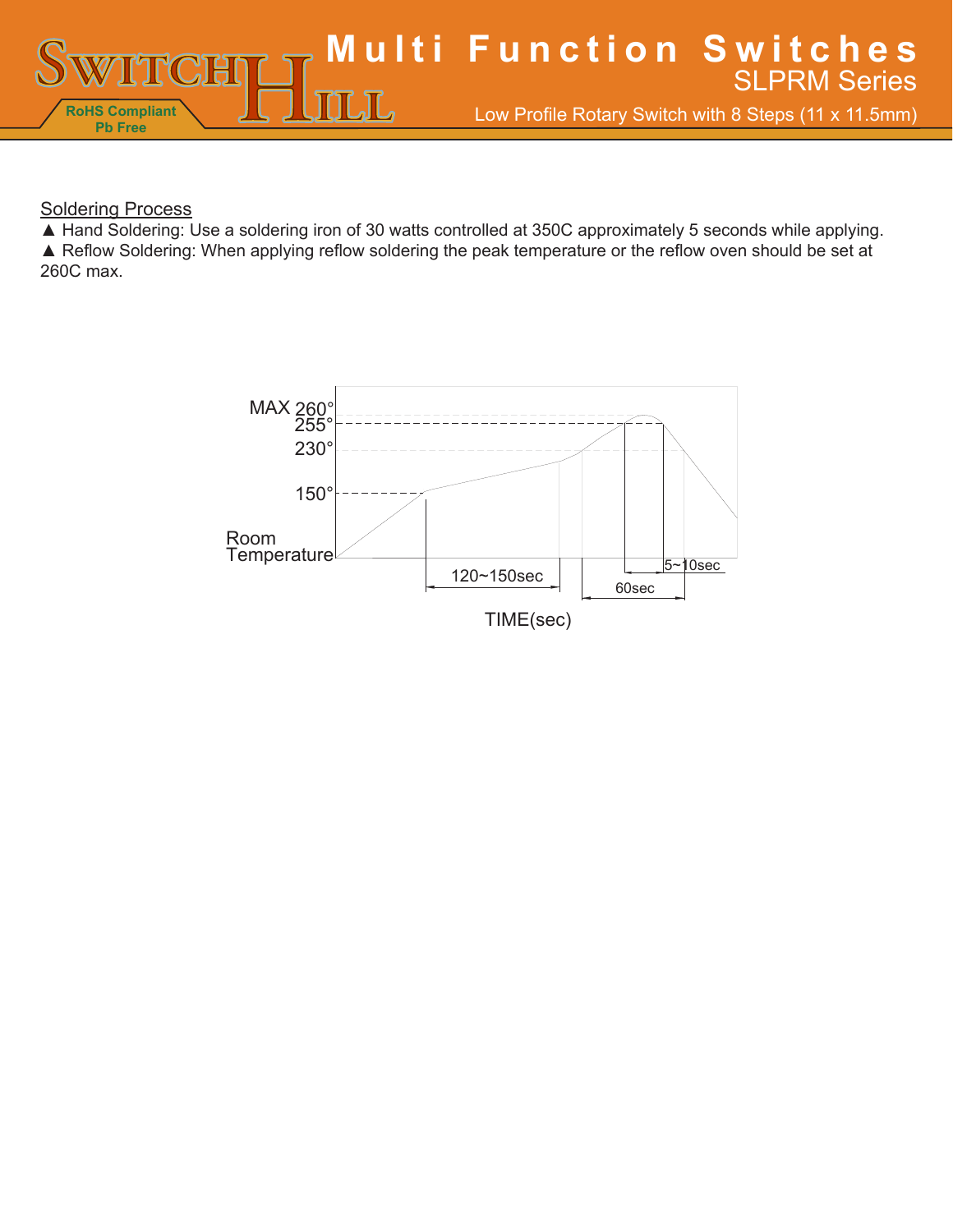Soldering Process

▲ Hand Soldering: Use a soldering iron of 30 watts controlled at 350C approximately 5 seconds while applying.

▲ Reflow Soldering: When applying reflow soldering the peak temperature or the reflow oven should be set at 260C max.

MAX 260°
255°
230°
150°
Room Temperature
120~150sec
60sec
5~10sec
TIME(sec)